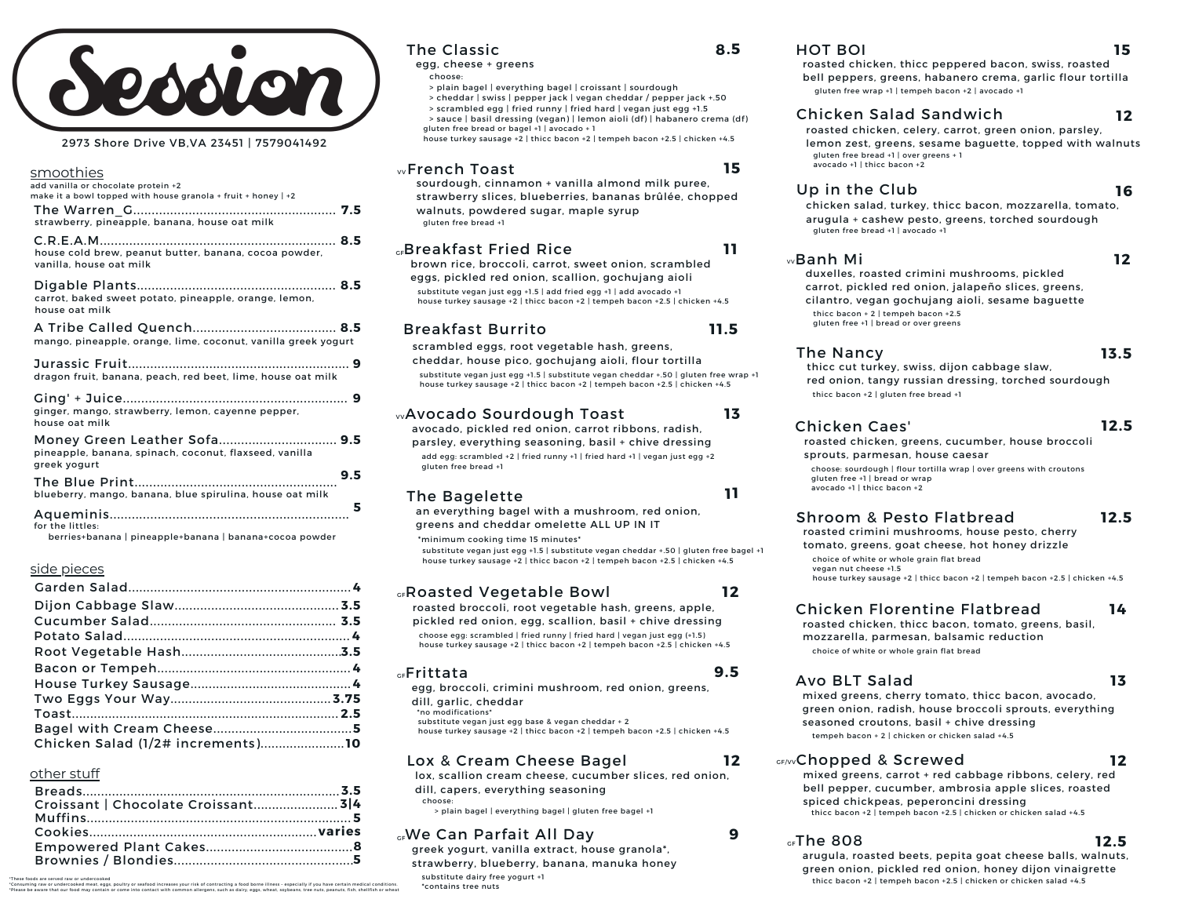# Session

2973 Shore Drive VB,VA 23451 | 7579041492

## smoothies

add vanilla or chocolate protein +2
make it a bowl topped with house granola + fruit + honey | +2

**The Warren_G** .......... 7.5
strawberry, pineapple, banana, house oat milk

**C.R.E.A.M.** .......... 8.5
house cold brew, peanut butter, banana, cocoa powder, vanilla, house oat milk

**Digable Plants** .......... 8.5
carrot, baked sweet potato, pineapple, orange, lemon, house oat milk

**A Tribe Called Quench** .......... 8.5
mango, pineapple, orange, lime, coconut, vanilla greek yogurt

**Jurassic Fruit** .......... 9
dragon fruit, banana, peach, red beet, lime, house oat milk

**Ging' + Juice** .......... 9
ginger, mango, strawberry, lemon, cayenne pepper, house oat milk

**Money Green Leather Sofa** .......... 9.5
pineapple, banana, spinach, coconut, flaxseed, vanilla greek yogurt

**The Blue Print** .......... 9.5
blueberry, mango, banana, blue spirulina, house oat milk

**Aqueminis** .......... 5
for the littles:
berries+banana | pineapple+banana | banana+cocoa powder

## side pieces

- Garden Salad .......... 4
- Dijon Cabbage Slaw .......... 3.5
- Cucumber Salad .......... 3.5
- Potato Salad .......... 4
- Root Vegetable Hash .......... 3.5
- Bacon or Tempeh .......... 4
- House Turkey Sausage .......... 4
- Two Eggs Your Way .......... 3.75
- Toast .......... 2.5
- Bagel with Cream Cheese .......... 5
- Chicken Salad (1/2# increments) .......... 10

## other stuff

- Breads .......... 3.5
- Croissant | Chocolate Croissant .......... 3|4
- Muffins .......... 5
- Cookies .......... varies
- Empowered Plant Cakes .......... 8
- Brownies / Blondies .......... 5

*These foods are served raw or undercooked
*Consuming raw or undercooked meat, eggs, poultry or seafood increases your risk of contracting a food borne illness - especially if you have certain medical conditions.
*Please be aware that our food may contain or come into contact with common allergens, such as dairy, eggs, wheat, soybeans, tree nuts, peanuts, fish, shellfish or wheat

---

**The Classic** 8.5
egg, cheese + greens
choose:
> plain bagel | everything bagel | croissant | sourdough
> cheddar | swiss | pepper jack | vegan cheddar / pepper jack +.50
> scrambled egg | fried runny | fried hard | vegan just egg +1.5
> sauce | basil dressing (vegan) | lemon aioli (df) | habanero crema (df)
gluten free bread or bagel +1 | avocado + 1
house turkey sausage +2 | thicc bacon +2 | tempeh bacon +2.5 | chicken +4.5

VV **French Toast** 15
sourdough, cinnamon + vanilla almond milk puree, strawberry slices, blueberries, bananas brûlée, chopped walnuts, powdered sugar, maple syrup
gluten free bread +1

GF **Breakfast Fried Rice** 11
brown rice, broccoli, carrot, sweet onion, scrambled eggs, pickled red onion, scallion, gochujang aioli
substitute vegan just egg +1.5 | add fried egg +1 | add avocado +1
house turkey sausage +2 | thicc bacon +2 | tempeh bacon +2.5 | chicken +4.5

**Breakfast Burrito** 11.5
scrambled eggs, root vegetable hash, greens, cheddar, house pico, gochujang aioli, flour tortilla
substitute vegan just egg +1.5 | substitute vegan cheddar +.50 | gluten free wrap +1
house turkey sausage +2 | thicc bacon +2 | tempeh bacon +2.5 | chicken +4.5

VV **Avocado Sourdough Toast** 13
avocado, pickled red onion, carrot ribbons, radish, parsley, everything seasoning, basil + chive dressing
add egg: scrambled +2 | fried runny +1 | fried hard +1 | vegan just egg +2
gluten free bread +1

**The Bagelette** 11
an everything bagel with a mushroom, red onion, greens and cheddar omelette ALL UP IN IT
*minimum cooking time 15 minutes*
substitute vegan just egg +1.5 | substitute vegan cheddar +.50 | gluten free bagel +1
house turkey sausage +2 | thicc bacon +2 | tempeh bacon +2.5 | chicken +4.5

GF **Roasted Vegetable Bowl** 12
roasted broccoli, root vegetable hash, greens, apple, pickled red onion, egg, scallion, basil + chive dressing
choose egg: scrambled | fried runny | fried hard | vegan just egg (+1.5)
house turkey sausage +2 | thicc bacon +2 | tempeh bacon +2.5 | chicken +4.5

GF **Frittata** 9.5
egg, broccoli, crimini mushroom, red onion, greens, dill, garlic, cheddar
*no modifications*
substitute vegan just egg base & vegan cheddar + 2
house turkey sausage +2 | thicc bacon +2 | tempeh bacon +2.5 | chicken +4.5

**Lox & Cream Cheese Bagel** 12
lox, scallion cream cheese, cucumber slices, red onion, dill, capers, everything seasoning
choose:
> plain bagel | everything bagel | gluten free bagel +1

GF **We Can Parfait All Day** 9
greek yogurt, vanilla extract, house granola*, strawberry, blueberry, banana, manuka honey
substitute dairy free yogurt +1
*contains tree nuts

---

**HOT BOI** 15
roasted chicken, thicc peppered bacon, swiss, roasted bell peppers, greens, habanero crema, garlic flour tortilla
gluten free wrap +1 | tempeh bacon +2 | avocado +1

**Chicken Salad Sandwich** 12
roasted chicken, celery, carrot, green onion, parsley, lemon zest, greens, sesame baguette, topped with walnuts
gluten free bread +1 | over greens + 1
avocado +1 | thicc bacon +2

**Up in the Club** 16
chicken salad, turkey, thicc bacon, mozzarella, tomato, arugula + cashew pesto, greens, torched sourdough
gluten free bread +1 | avocado +1

VV **Banh Mi** 12
duxelles, roasted crimini mushrooms, pickled carrot, pickled red onion, jalapeño slices, greens, cilantro, vegan gochujang aioli, sesame baguette
thicc bacon + 2 | tempeh bacon +2.5
gluten free +1 | bread or over greens

**The Nancy** 13.5
thicc cut turkey, swiss, dijon cabbage slaw, red onion, tangy russian dressing, torched sourdough
thicc bacon +2 | gluten free bread +1

**Chicken Caes'** 12.5
roasted chicken, greens, cucumber, house broccoli sprouts, parmesan, house caesar
choose: sourdough | flour tortilla wrap | over greens with croutons
gluten free +1 | bread or wrap
avocado +1 | thicc bacon +2

**Shroom & Pesto Flatbread** 12.5
roasted crimini mushrooms, house pesto, cherry tomato, greens, goat cheese, hot honey drizzle
choice of white or whole grain flat bread
vegan nut cheese +1.5
house turkey sausage +2 | thicc bacon +2 | tempeh bacon +2.5 | chicken +4.5

**Chicken Florentine Flatbread** 14
roasted chicken, thicc bacon, tomato, greens, basil, mozzarella, parmesan, balsamic reduction
choice of white or whole grain flat bread

**Avo BLT Salad** 13
mixed greens, cherry tomato, thicc bacon, avocado, green onion, radish, house broccoli sprouts, everything seasoned croutons, basil + chive dressing
tempeh bacon + 2 | chicken or chicken salad +4.5

GF/VV **Chopped & Screwed** 12
mixed greens, carrot + red cabbage ribbons, celery, red bell pepper, cucumber, ambrosia apple slices, roasted spiced chickpeas, peperoncini dressing
thicc bacon +2 | tempeh bacon +2.5 | chicken or chicken salad +4.5

GF **The 808** 12.5
arugula, roasted beets, pepita goat cheese balls, walnuts, green onion, pickled red onion, honey dijon vinaigrette
thicc bacon +2 | tempeh bacon +2.5 | chicken or chicken salad +4.5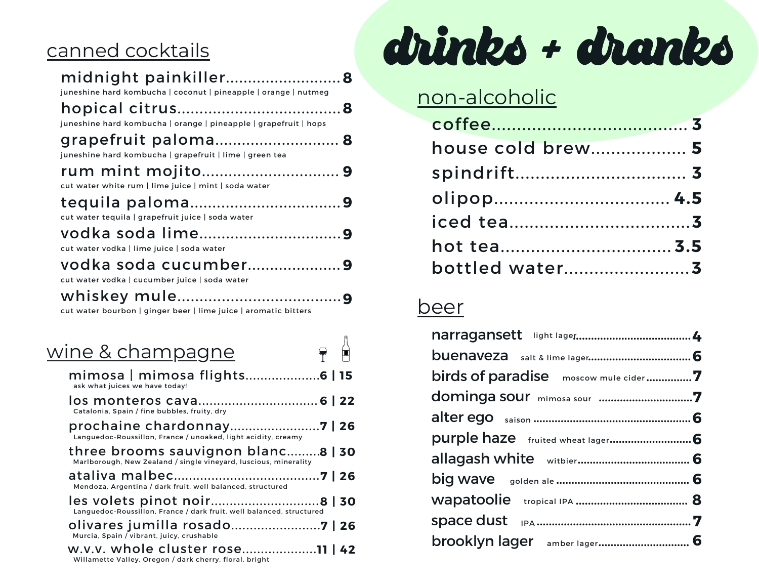# drinks + dranks

## canned cocktails

**midnight painkiller** .......................... **8**
juneshine hard kombucha | coconut | pineapple | orange | nutmeg

**hopical citrus** .......................... **8**
juneshine hard kombucha | orange | pineapple | grapefruit | hops

**grapefruit paloma** .......................... **8**
juneshine hard kombucha | grapefruit | lime | green tea

**rum mint mojito** .......................... **9**
cut water white rum | lime juice | mint | soda water

**tequila paloma** .......................... **9**
cut water tequila | grapefruit juice | soda water

**vodka soda lime** .......................... **9**
cut water vodka | lime juice | soda water

**vodka soda cucumber** .......................... **9**
cut water vodka | cucumber juice | soda water

**whiskey mule** .......................... **9**
cut water bourbon | ginger beer | lime juice | aromatic bitters

## wine & champagne

**mimosa | mimosa flights** .......................... **6 | 15**
ask what juices we have today!

**los monteros cava** .......................... **6 | 22**
Catalonia, Spain / fine bubbles, fruity, dry

**prochaine chardonnay** .......................... **7 | 26**
Languedoc-Roussillon, France / unoaked, light acidity, creamy

**three brooms sauvignon blanc** .......................... **8 | 30**
Marlborough, New Zealand / single vineyard, luscious, minerality

**ataliva malbec** .......................... **7 | 26**
Mendoza, Argentina / dark fruit, well balanced, structured

**les volets pinot noir** .......................... **8 | 30**
Languedoc-Roussillon, France / dark fruit, well balanced, structured

**olivares jumilla rosado** .......................... **7 | 26**
Murcia, Spain / vibrant, juicy, crushable

**w.v.v. whole cluster rose** .......................... **11 | 42**
Willamette Valley, Oregon / dark cherry, floral, bright

## non-alcoholic

**coffee** .......................... **3**

**house cold brew** .......................... **5**

**spindrift** .......................... **3**

**olipop** .......................... **4.5**

**iced tea** .......................... **3**

**hot tea** .......................... **3.5**

**bottled water** .......................... **3**

## beer

**narragansett** light lager .......................... **4**

**buenaveza** salt & lime lager .......................... **6**

**birds of paradise** moscow mule cider .......................... **7**

**dominga sour** mimosa sour .......................... **7**

**alter ego** saison .......................... **6**

**purple haze** fruited wheat lager .......................... **6**

**allagash white** witbier .......................... **6**

**big wave** golden ale .......................... **6**

**wapatoolie** tropical IPA .......................... **8**

**space dust** IPA .......................... **7**

**brooklyn lager** amber lager .......................... **6**